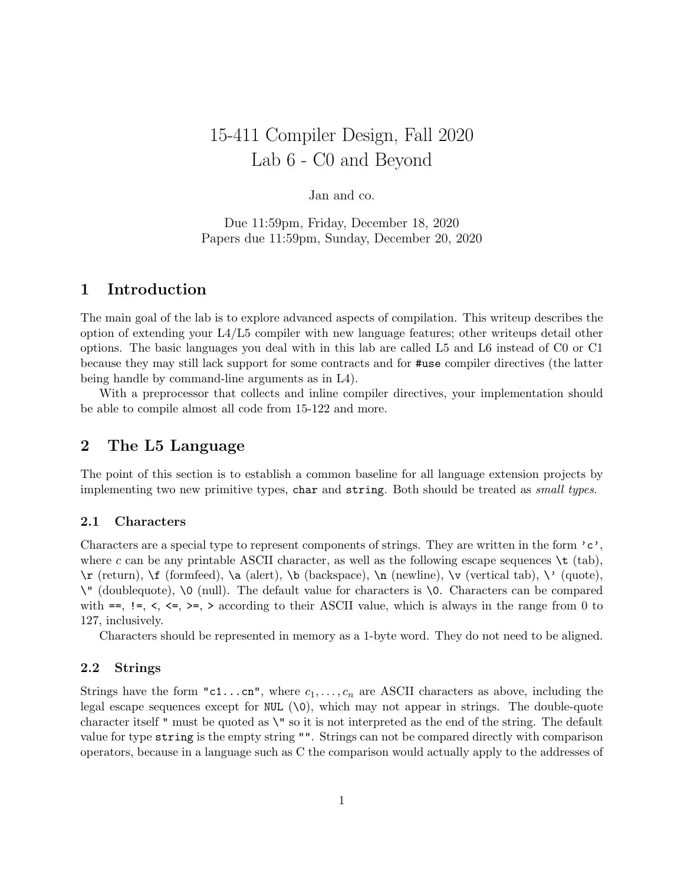# 15-411 Compiler Design, Fall 2020
# Lab 6 - C0 and Beyond

Jan and co.

Due 11:59pm, Friday, December 18, 2020
Papers due 11:59pm, Sunday, December 20, 2020

## 1 Introduction

The main goal of the lab is to explore advanced aspects of compilation. This writeup describes the option of extending your L4/L5 compiler with new language features; other writeups detail other options. The basic languages you deal with in this lab are called L5 and L6 instead of C0 or C1 because they may still lack support for some contracts and for `#use` compiler directives (the latter being handle by command-line arguments as in L4).

With a preprocessor that collects and inline compiler directives, your implementation should be able to compile almost all code from 15-122 and more.

## 2 The L5 Language

The point of this section is to establish a common baseline for all language extension projects by implementing two new primitive types, `char` and `string`. Both should be treated as *small types*.

### 2.1 Characters

Characters are a special type to represent components of strings. They are written in the form `'c'`, where *c* can be any printable ASCII character, as well as the following escape sequences `\t` (tab), `\r` (return), `\f` (formfeed), `\a` (alert), `\b` (backspace), `\n` (newline), `\v` (vertical tab), `\'` (quote), `\"` (doublequote), `\0` (null). The default value for characters is `\0`. Characters can be compared with `==`, `!=`, `<`, `<=`, `>=`, `>` according to their ASCII value, which is always in the range from 0 to 127, inclusively.

Characters should be represented in memory as a 1-byte word. They do not need to be aligned.

### 2.2 Strings

Strings have the form `"c1...cn"`, where $c_1, \ldots, c_n$ are ASCII characters as above, including the legal escape sequences except for `NUL` (`\0`), which may not appear in strings. The double-quote character itself `"` must be quoted as `\"` so it is not interpreted as the end of the string. The default value for type `string` is the empty string `""`. Strings can not be compared directly with comparison operators, because in a language such as C the comparison would actually apply to the addresses of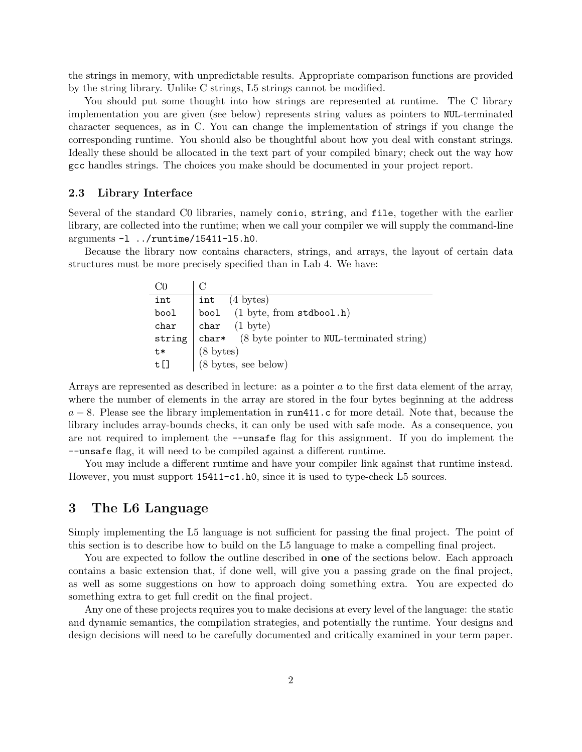the strings in memory, with unpredictable results. Appropriate comparison functions are provided by the string library. Unlike C strings, L5 strings cannot be modified.

You should put some thought into how strings are represented at runtime. The C library implementation you are given (see below) represents string values as pointers to `NUL`-terminated character sequences, as in C. You can change the implementation of strings if you change the corresponding runtime. You should also be thoughtful about how you deal with constant strings. Ideally these should be allocated in the text part of your compiled binary; check out the way how `gcc` handles strings. The choices you make should be documented in your project report.

### 2.3 Library Interface

Several of the standard C0 libraries, namely `conio`, `string`, and `file`, together with the earlier library, are collected into the runtime; when we call your compiler we will supply the command-line arguments `-l ../runtime/15411-l5.h0`.

Because the library now contains characters, strings, and arrays, the layout of certain data structures must be more precisely specified than in Lab 4. We have:

| C0 | C |
|---|---|
| `int` | `int` (4 bytes) |
| `bool` | `bool` (1 byte, from `stdbool.h`) |
| `char` | `char` (1 byte) |
| `string` | `char*` (8 byte pointer to `NUL`-terminated string) |
| `t*` | (8 bytes) |
| `t[]` | (8 bytes, see below) |

Arrays are represented as described in lecture: as a pointer $a$ to the first data element of the array, where the number of elements in the array are stored in the four bytes beginning at the address $a - 8$. Please see the library implementation in `run411.c` for more detail. Note that, because the library includes array-bounds checks, it can only be used with safe mode. As a consequence, you are not required to implement the `--unsafe` flag for this assignment. If you do implement the `--unsafe` flag, it will need to be compiled against a different runtime.

You may include a different runtime and have your compiler link against that runtime instead. However, you must support `15411-c1.h0`, since it is used to type-check L5 sources.

## 3 The L6 Language

Simply implementing the L5 language is not sufficient for passing the final project. The point of this section is to describe how to build on the L5 language to make a compelling final project.

You are expected to follow the outline described in **one** of the sections below. Each approach contains a basic extension that, if done well, will give you a passing grade on the final project, as well as some suggestions on how to approach doing something extra. You are expected do something extra to get full credit on the final project.

Any one of these projects requires you to make decisions at every level of the language: the static and dynamic semantics, the compilation strategies, and potentially the runtime. Your designs and design decisions will need to be carefully documented and critically examined in your term paper.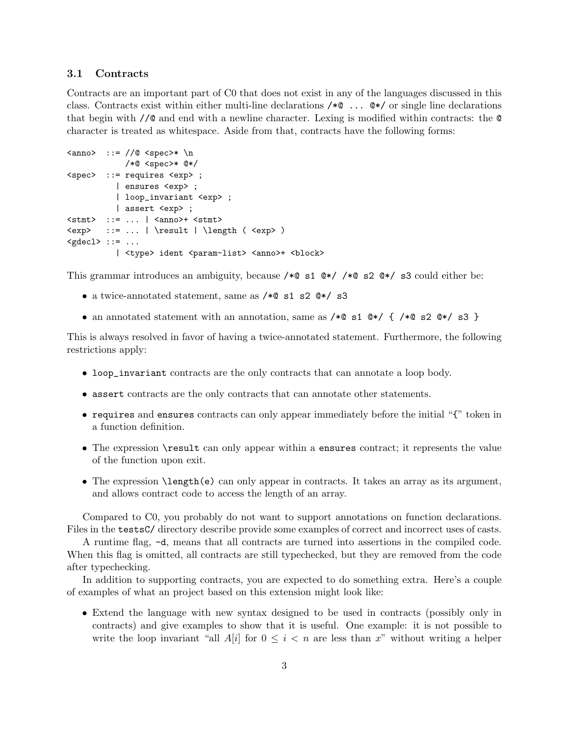### 3.1 Contracts

Contracts are an important part of C0 that does not exist in any of the languages discussed in this class. Contracts exist within either multi-line declarations `/*@ ... @*/` or single line declarations that begin with `//@` and end with a newline character. Lexing is modified within contracts: the `@` character is treated as whitespace. Aside from that, contracts have the following forms:

```
<anno>  ::= //@ <spec>* \n
            /*@ <spec>* @*/
<spec>  ::= requires <exp> ;
          | ensures <exp> ;
          | loop_invariant <exp> ;
          | assert <exp> ;
<stmt>  ::= ... | <anno>+ <stmt>
<exp>   ::= ... | \result | \length ( <exp> )
<gdecl> ::= ...
          | <type> ident <param-list> <anno>+ <block>
```

This grammar introduces an ambiguity, because `/*@ s1 @*/ /*@ s2 @*/ s3` could either be:

- a twice-annotated statement, same as `/*@ s1 s2 @*/ s3`
- an annotated statement with an annotation, same as `/*@ s1 @*/ { /*@ s2 @*/ s3 }`

This is always resolved in favor of having a twice-annotated statement. Furthermore, the following restrictions apply:

- `loop_invariant` contracts are the only contracts that can annotate a loop body.
- `assert` contracts are the only contracts that can annotate other statements.
- `requires` and `ensures` contracts can only appear immediately before the initial "`{`" token in a function definition.
- The expression `\result` can only appear within a `ensures` contract; it represents the value of the function upon exit.
- The expression `\length(e)` can only appear in contracts. It takes an array as its argument, and allows contract code to access the length of an array.

Compared to C0, you probably do not want to support annotations on function declarations. Files in the `testsC/` directory describe provide some examples of correct and incorrect uses of casts.

A runtime flag, `-d`, means that all contracts are turned into assertions in the compiled code. When this flag is omitted, all contracts are still typechecked, but they are removed from the code after typechecking.

In addition to supporting contracts, you are expected to do something extra. Here's a couple of examples of what an project based on this extension might look like:

- Extend the language with new syntax designed to be used in contracts (possibly only in contracts) and give examples to show that it is useful. One example: it is not possible to write the loop invariant "all $A[i]$ for $0 \leq i < n$ are less than $x$" without writing a helper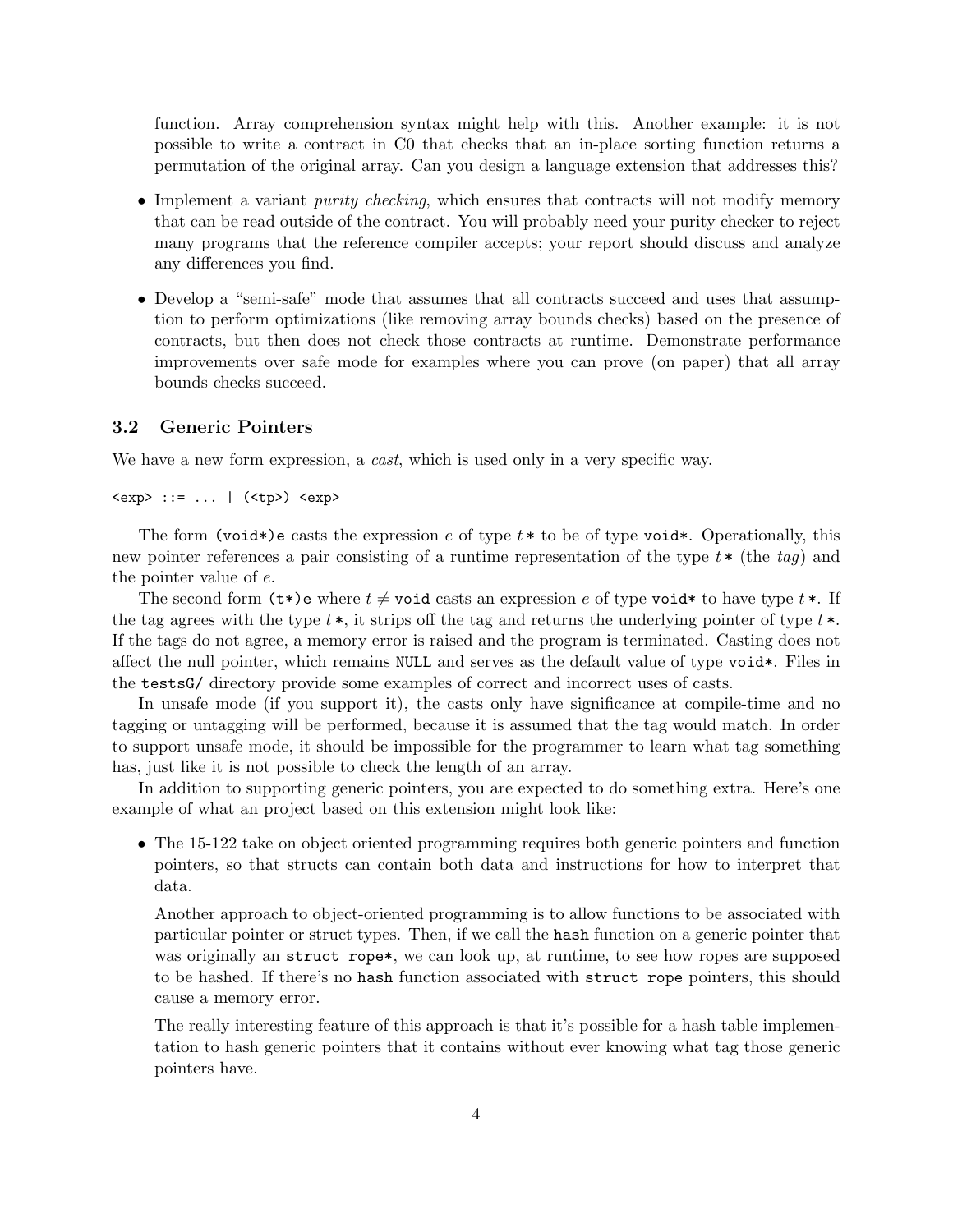function. Array comprehension syntax might help with this. Another example: it is not possible to write a contract in C0 that checks that an in-place sorting function returns a permutation of the original array. Can you design a language extension that addresses this?

- Implement a variant *purity checking*, which ensures that contracts will not modify memory that can be read outside of the contract. You will probably need your purity checker to reject many programs that the reference compiler accepts; your report should discuss and analyze any differences you find.
- Develop a "semi-safe" mode that assumes that all contracts succeed and uses that assumption to perform optimizations (like removing array bounds checks) based on the presence of contracts, but then does not check those contracts at runtime. Demonstrate performance improvements over safe mode for examples where you can prove (on paper) that all array bounds checks succeed.

### 3.2 Generic Pointers

We have a new form expression, a *cast*, which is used only in a very specific way.

```
<exp> ::= ... | (<tp>) <exp>
```

The form `(void*)e` casts the expression $e$ of type $t$`*` to be of type `void*`. Operationally, this new pointer references a pair consisting of a runtime representation of the type $t$`*` (the *tag*) and the pointer value of $e$.

The second form `(t*)e` where $t \neq$ `void` casts an expression $e$ of type `void*` to have type $t$`*`. If the tag agrees with the type $t$`*`, it strips off the tag and returns the underlying pointer of type $t$`*`. If the tags do not agree, a memory error is raised and the program is terminated. Casting does not affect the null pointer, which remains `NULL` and serves as the default value of type `void*`. Files in the `testsG/` directory provide some examples of correct and incorrect uses of casts.

In unsafe mode (if you support it), the casts only have significance at compile-time and no tagging or untagging will be performed, because it is assumed that the tag would match. In order to support unsafe mode, it should be impossible for the programmer to learn what tag something has, just like it is not possible to check the length of an array.

In addition to supporting generic pointers, you are expected to do something extra. Here's one example of what an project based on this extension might look like:

- The 15-122 take on object oriented programming requires both generic pointers and function pointers, so that structs can contain both data and instructions for how to interpret that data.

  Another approach to object-oriented programming is to allow functions to be associated with particular pointer or struct types. Then, if we call the `hash` function on a generic pointer that was originally an `struct rope*`, we can look up, at runtime, to see how ropes are supposed to be hashed. If there's no `hash` function associated with `struct rope` pointers, this should cause a memory error.

  The really interesting feature of this approach is that it's possible for a hash table implementation to hash generic pointers that it contains without ever knowing what tag those generic pointers have.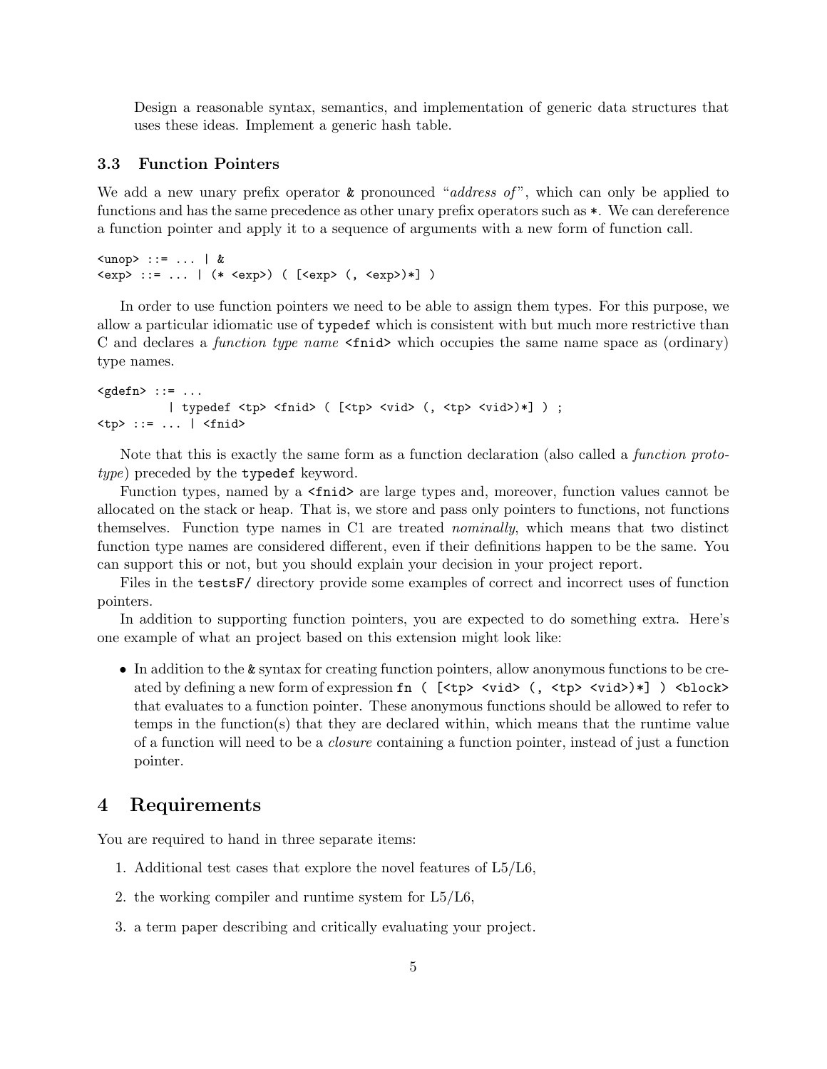Design a reasonable syntax, semantics, and implementation of generic data structures that uses these ideas. Implement a generic hash table.

### 3.3 Function Pointers

We add a new unary prefix operator `&` pronounced "*address of*", which can only be applied to functions and has the same precedence as other unary prefix operators such as `*`. We can dereference a function pointer and apply it to a sequence of arguments with a new form of function call.

```
<unop> ::= ... | &
<exp> ::= ... | (* <exp>) ( [<exp> (, <exp>)*] )
```

In order to use function pointers we need to be able to assign them types. For this purpose, we allow a particular idiomatic use of `typedef` which is consistent with but much more restrictive than C and declares a *function type name* `<fnid>` which occupies the same name space as (ordinary) type names.

```
<gdefn> ::= ...
          | typedef <tp> <fnid> ( [<tp> <vid> (, <tp> <vid>)*] ) ;
<tp> ::= ... | <fnid>
```

Note that this is exactly the same form as a function declaration (also called a *function prototype*) preceded by the `typedef` keyword.

Function types, named by a `<fnid>` are large types and, moreover, function values cannot be allocated on the stack or heap. That is, we store and pass only pointers to functions, not functions themselves. Function type names in C1 are treated *nominally*, which means that two distinct function type names are considered different, even if their definitions happen to be the same. You can support this or not, but you should explain your decision in your project report.

Files in the `testsF/` directory provide some examples of correct and incorrect uses of function pointers.

In addition to supporting function pointers, you are expected to do something extra. Here's one example of what an project based on this extension might look like:

- In addition to the `&` syntax for creating function pointers, allow anonymous functions to be created by defining a new form of expression `fn ( [<tp> <vid> (, <tp> <vid>)*] ) <block>` that evaluates to a function pointer. These anonymous functions should be allowed to refer to temps in the function(s) that they are declared within, which means that the runtime value of a function will need to be a *closure* containing a function pointer, instead of just a function pointer.

## 4 Requirements

You are required to hand in three separate items:

1. Additional test cases that explore the novel features of L5/L6,
2. the working compiler and runtime system for L5/L6,
3. a term paper describing and critically evaluating your project.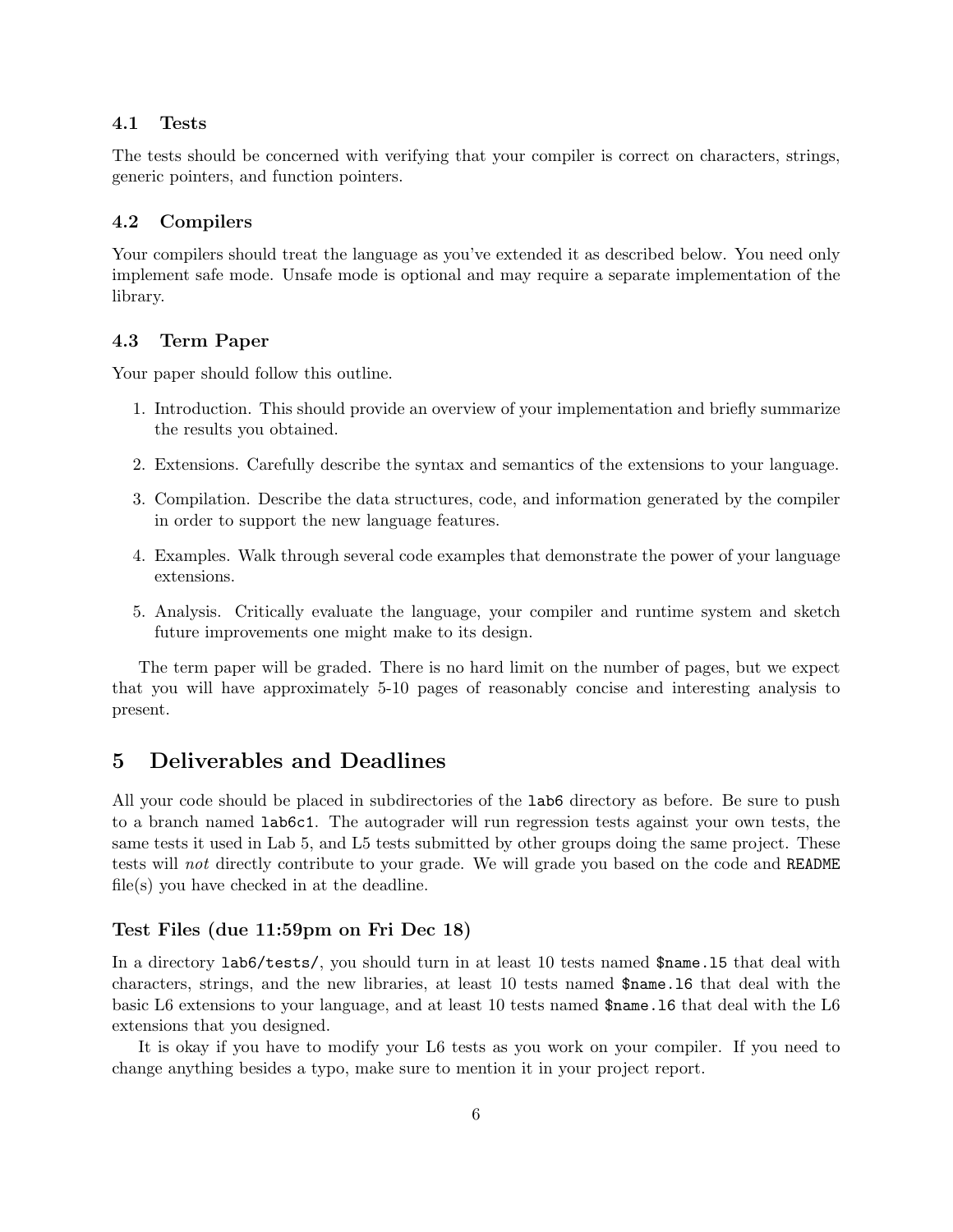### 4.1 Tests

The tests should be concerned with verifying that your compiler is correct on characters, strings, generic pointers, and function pointers.

### 4.2 Compilers

Your compilers should treat the language as you've extended it as described below. You need only implement safe mode. Unsafe mode is optional and may require a separate implementation of the library.

### 4.3 Term Paper

Your paper should follow this outline.

1. Introduction. This should provide an overview of your implementation and briefly summarize the results you obtained.
2. Extensions. Carefully describe the syntax and semantics of the extensions to your language.
3. Compilation. Describe the data structures, code, and information generated by the compiler in order to support the new language features.
4. Examples. Walk through several code examples that demonstrate the power of your language extensions.
5. Analysis. Critically evaluate the language, your compiler and runtime system and sketch future improvements one might make to its design.

The term paper will be graded. There is no hard limit on the number of pages, but we expect that you will have approximately 5-10 pages of reasonably concise and interesting analysis to present.

## 5 Deliverables and Deadlines

All your code should be placed in subdirectories of the `lab6` directory as before. Be sure to push to a branch named `lab6c1`. The autograder will run regression tests against your own tests, the same tests it used in Lab 5, and L5 tests submitted by other groups doing the same project. These tests will *not* directly contribute to your grade. We will grade you based on the code and `README` file(s) you have checked in at the deadline.

### Test Files (due 11:59pm on Fri Dec 18)

In a directory `lab6/tests/`, you should turn in at least 10 tests named `$name.l5` that deal with characters, strings, and the new libraries, at least 10 tests named `$name.l6` that deal with the basic L6 extensions to your language, and at least 10 tests named `$name.l6` that deal with the L6 extensions that you designed.

It is okay if you have to modify your L6 tests as you work on your compiler. If you need to change anything besides a typo, make sure to mention it in your project report.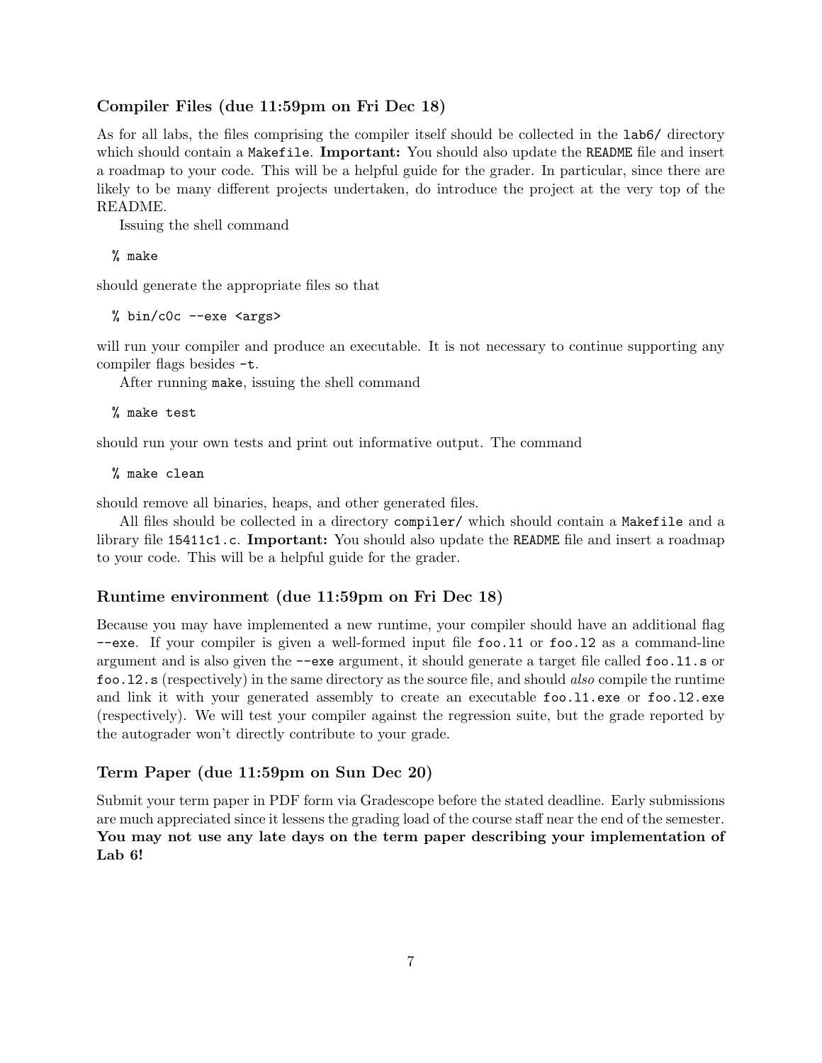### Compiler Files (due 11:59pm on Fri Dec 18)

As for all labs, the files comprising the compiler itself should be collected in the `lab6/` directory which should contain a `Makefile`. **Important:** You should also update the `README` file and insert a roadmap to your code. This will be a helpful guide for the grader. In particular, since there are likely to be many different projects undertaken, do introduce the project at the very top of the README.

Issuing the shell command

```
% make
```

should generate the appropriate files so that

```
% bin/c0c --exe <args>
```

will run your compiler and produce an executable. It is not necessary to continue supporting any compiler flags besides `-t`.

After running `make`, issuing the shell command

```
% make test
```

should run your own tests and print out informative output. The command

```
% make clean
```

should remove all binaries, heaps, and other generated files.

All files should be collected in a directory `compiler/` which should contain a `Makefile` and a library file `15411c1.c`. **Important:** You should also update the `README` file and insert a roadmap to your code. This will be a helpful guide for the grader.

### Runtime environment (due 11:59pm on Fri Dec 18)

Because you may have implemented a new runtime, your compiler should have an additional flag `--exe`. If your compiler is given a well-formed input file `foo.l1` or `foo.l2` as a command-line argument and is also given the `--exe` argument, it should generate a target file called `foo.l1.s` or `foo.l2.s` (respectively) in the same directory as the source file, and should *also* compile the runtime and link it with your generated assembly to create an executable `foo.l1.exe` or `foo.l2.exe` (respectively). We will test your compiler against the regression suite, but the grade reported by the autograder won't directly contribute to your grade.

### Term Paper (due 11:59pm on Sun Dec 20)

Submit your term paper in PDF form via Gradescope before the stated deadline. Early submissions are much appreciated since it lessens the grading load of the course staff near the end of the semester. **You may not use any late days on the term paper describing your implementation of Lab 6!**